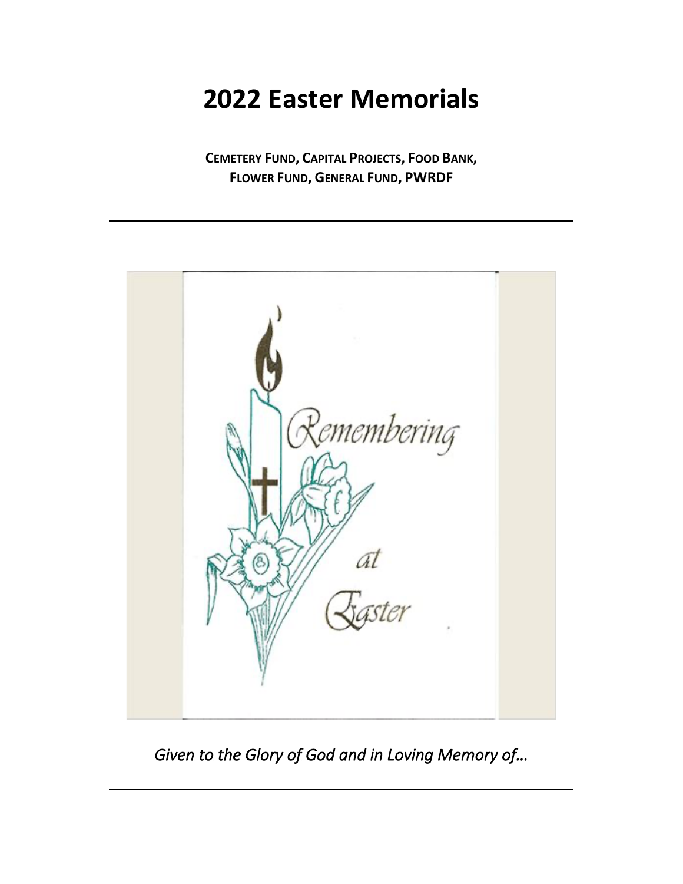# 2022 Easter Memorials

**CEMETERY FUND, CAPITAL PROJECTS, FOOD BANK, FLOWER FUND, GENERAL FUND, PWRDF**

---

*Given to the Glory of God and in Loving Memory of…*

---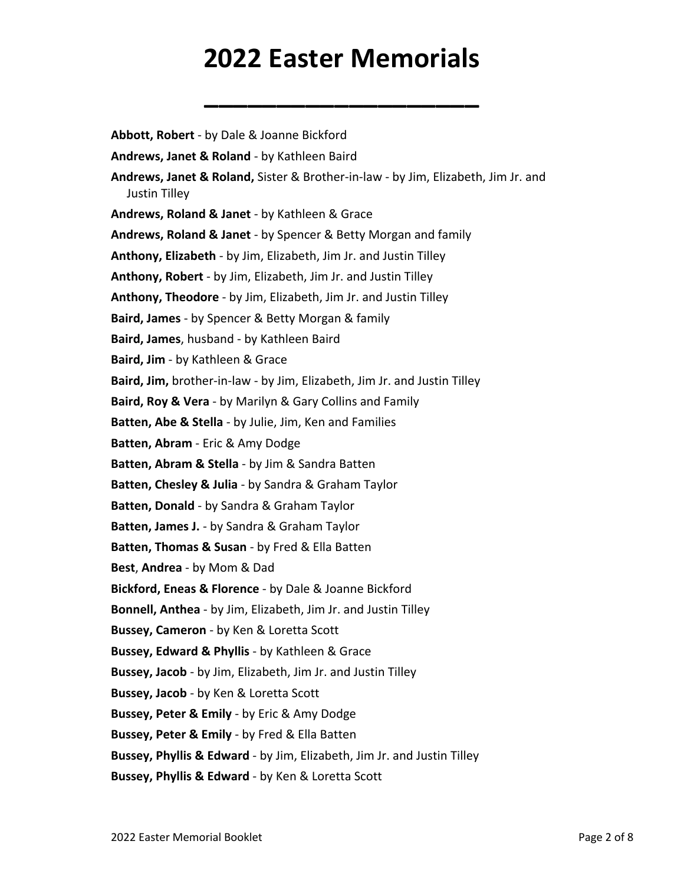# 2022 Easter Memorials

**Abbott, Robert** - by Dale & Joanne Bickford

**Andrews, Janet & Roland** - by Kathleen Baird

**Andrews, Janet & Roland,** Sister & Brother-in-law - by Jim, Elizabeth, Jim Jr. and Justin Tilley

**Andrews, Roland & Janet** - by Kathleen & Grace

**Andrews, Roland & Janet** - by Spencer & Betty Morgan and family

**Anthony, Elizabeth** - by Jim, Elizabeth, Jim Jr. and Justin Tilley

**Anthony, Robert** - by Jim, Elizabeth, Jim Jr. and Justin Tilley

**Anthony, Theodore** - by Jim, Elizabeth, Jim Jr. and Justin Tilley

**Baird, James** - by Spencer & Betty Morgan & family

**Baird, James**, husband - by Kathleen Baird

**Baird, Jim** - by Kathleen & Grace

**Baird, Jim,** brother-in-law - by Jim, Elizabeth, Jim Jr. and Justin Tilley

**Baird, Roy & Vera** - by Marilyn & Gary Collins and Family

**Batten, Abe & Stella** - by Julie, Jim, Ken and Families

**Batten, Abram** - Eric & Amy Dodge

**Batten, Abram & Stella** - by Jim & Sandra Batten

**Batten, Chesley & Julia** - by Sandra & Graham Taylor

**Batten, Donald** - by Sandra & Graham Taylor

**Batten, James J.** - by Sandra & Graham Taylor

**Batten, Thomas & Susan** - by Fred & Ella Batten

**Best**, **Andrea** - by Mom & Dad

**Bickford, Eneas & Florence** - by Dale & Joanne Bickford

**Bonnell, Anthea** - by Jim, Elizabeth, Jim Jr. and Justin Tilley

**Bussey, Cameron** - by Ken & Loretta Scott

**Bussey, Edward & Phyllis** - by Kathleen & Grace

**Bussey, Jacob** - by Jim, Elizabeth, Jim Jr. and Justin Tilley

**Bussey, Jacob** - by Ken & Loretta Scott

**Bussey, Peter & Emily** - by Eric & Amy Dodge

**Bussey, Peter & Emily** - by Fred & Ella Batten

**Bussey, Phyllis & Edward** - by Jim, Elizabeth, Jim Jr. and Justin Tilley

**Bussey, Phyllis & Edward** - by Ken & Loretta Scott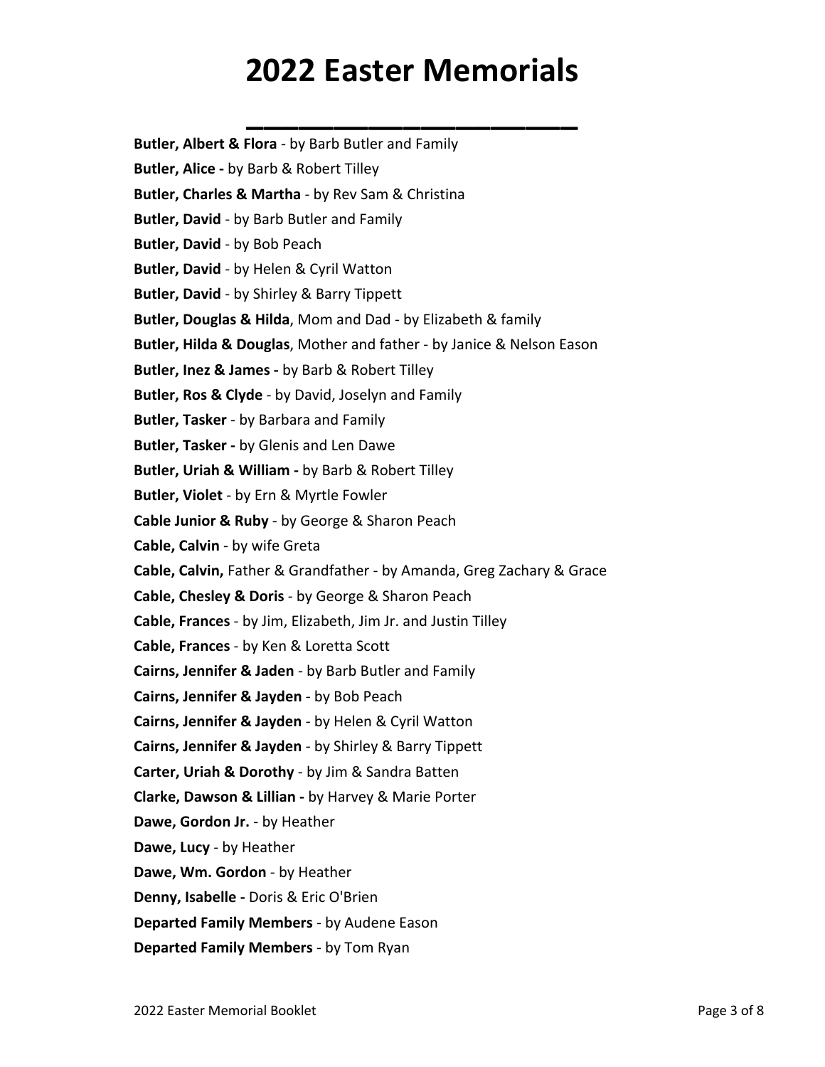# 2022 Easter Memorials

**Butler, Albert & Flora** - by Barb Butler and Family

**Butler, Alice -** by Barb & Robert Tilley

**Butler, Charles & Martha** - by Rev Sam & Christina

**Butler, David** - by Barb Butler and Family

**Butler, David** - by Bob Peach

**Butler, David** - by Helen & Cyril Watton

**Butler, David** - by Shirley & Barry Tippett

**Butler, Douglas & Hilda**, Mom and Dad - by Elizabeth & family

**Butler, Hilda & Douglas**, Mother and father - by Janice & Nelson Eason

**Butler, Inez & James -** by Barb & Robert Tilley

**Butler, Ros & Clyde** - by David, Joselyn and Family

**Butler, Tasker** - by Barbara and Family

**Butler, Tasker -** by Glenis and Len Dawe

**Butler, Uriah & William -** by Barb & Robert Tilley

**Butler, Violet** - by Ern & Myrtle Fowler

**Cable Junior & Ruby** - by George & Sharon Peach

**Cable, Calvin** - by wife Greta

**Cable, Calvin,** Father & Grandfather - by Amanda, Greg Zachary & Grace

**Cable, Chesley & Doris** - by George & Sharon Peach

**Cable, Frances** - by Jim, Elizabeth, Jim Jr. and Justin Tilley

**Cable, Frances** - by Ken & Loretta Scott

**Cairns, Jennifer & Jaden** - by Barb Butler and Family

**Cairns, Jennifer & Jayden** - by Bob Peach

**Cairns, Jennifer & Jayden** - by Helen & Cyril Watton

**Cairns, Jennifer & Jayden** - by Shirley & Barry Tippett

**Carter, Uriah & Dorothy** - by Jim & Sandra Batten

**Clarke, Dawson & Lillian -** by Harvey & Marie Porter

**Dawe, Gordon Jr.** - by Heather

**Dawe, Lucy** - by Heather

**Dawe, Wm. Gordon** - by Heather

**Denny, Isabelle -** Doris & Eric O'Brien

**Departed Family Members** - by Audene Eason

**Departed Family Members** - by Tom Ryan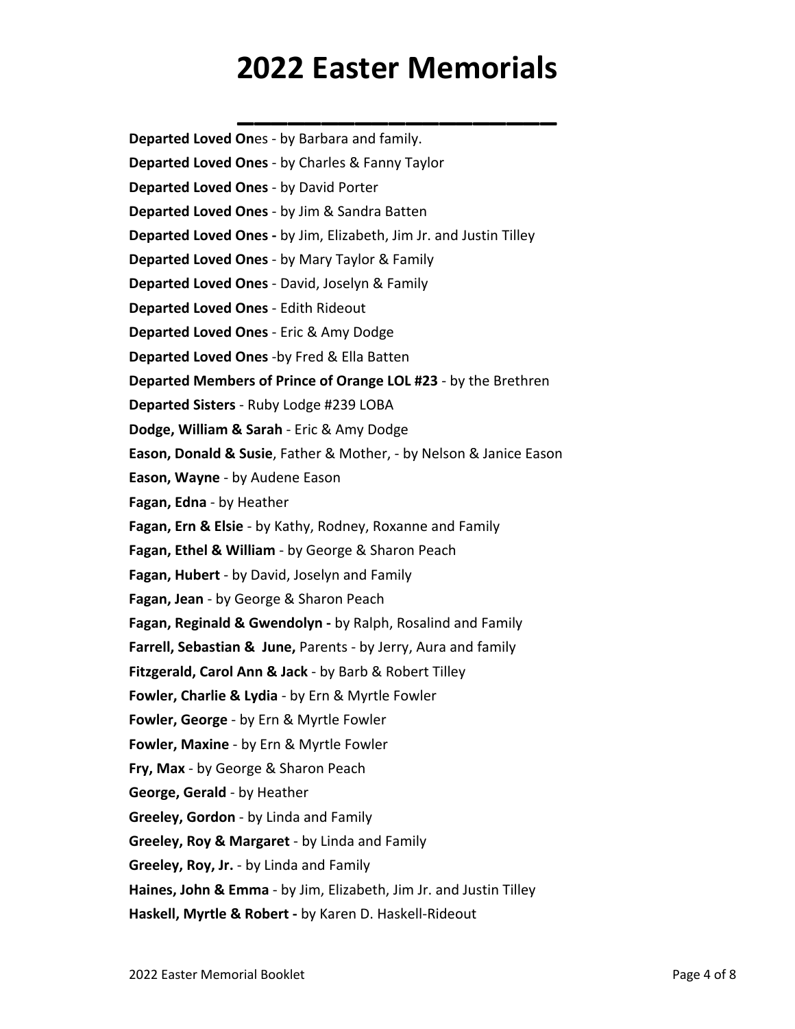# 2022 Easter Memorials

**Departed Loved On**es - by Barbara and family.

**Departed Loved Ones** - by Charles & Fanny Taylor

**Departed Loved Ones** - by David Porter

**Departed Loved Ones** - by Jim & Sandra Batten

**Departed Loved Ones -** by Jim, Elizabeth, Jim Jr. and Justin Tilley

**Departed Loved Ones** - by Mary Taylor & Family

**Departed Loved Ones** - David, Joselyn & Family

**Departed Loved Ones** - Edith Rideout

**Departed Loved Ones** - Eric & Amy Dodge

**Departed Loved Ones** -by Fred & Ella Batten

**Departed Members of Prince of Orange LOL #23** - by the Brethren

**Departed Sisters** - Ruby Lodge #239 LOBA

**Dodge, William & Sarah** - Eric & Amy Dodge

**Eason, Donald & Susie**, Father & Mother, - by Nelson & Janice Eason

**Eason, Wayne** - by Audene Eason

**Fagan, Edna** - by Heather

**Fagan, Ern & Elsie** - by Kathy, Rodney, Roxanne and Family

**Fagan, Ethel & William** - by George & Sharon Peach

**Fagan, Hubert** - by David, Joselyn and Family

**Fagan, Jean** - by George & Sharon Peach

**Fagan, Reginald & Gwendolyn -** by Ralph, Rosalind and Family

**Farrell, Sebastian & June,** Parents - by Jerry, Aura and family

**Fitzgerald, Carol Ann & Jack** - by Barb & Robert Tilley

**Fowler, Charlie & Lydia** - by Ern & Myrtle Fowler

**Fowler, George** - by Ern & Myrtle Fowler

**Fowler, Maxine** - by Ern & Myrtle Fowler

**Fry, Max** - by George & Sharon Peach

**George, Gerald** - by Heather

**Greeley, Gordon** - by Linda and Family

**Greeley, Roy & Margaret** - by Linda and Family

**Greeley, Roy, Jr.** - by Linda and Family

**Haines, John & Emma** - by Jim, Elizabeth, Jim Jr. and Justin Tilley

**Haskell, Myrtle & Robert -** by Karen D. Haskell-Rideout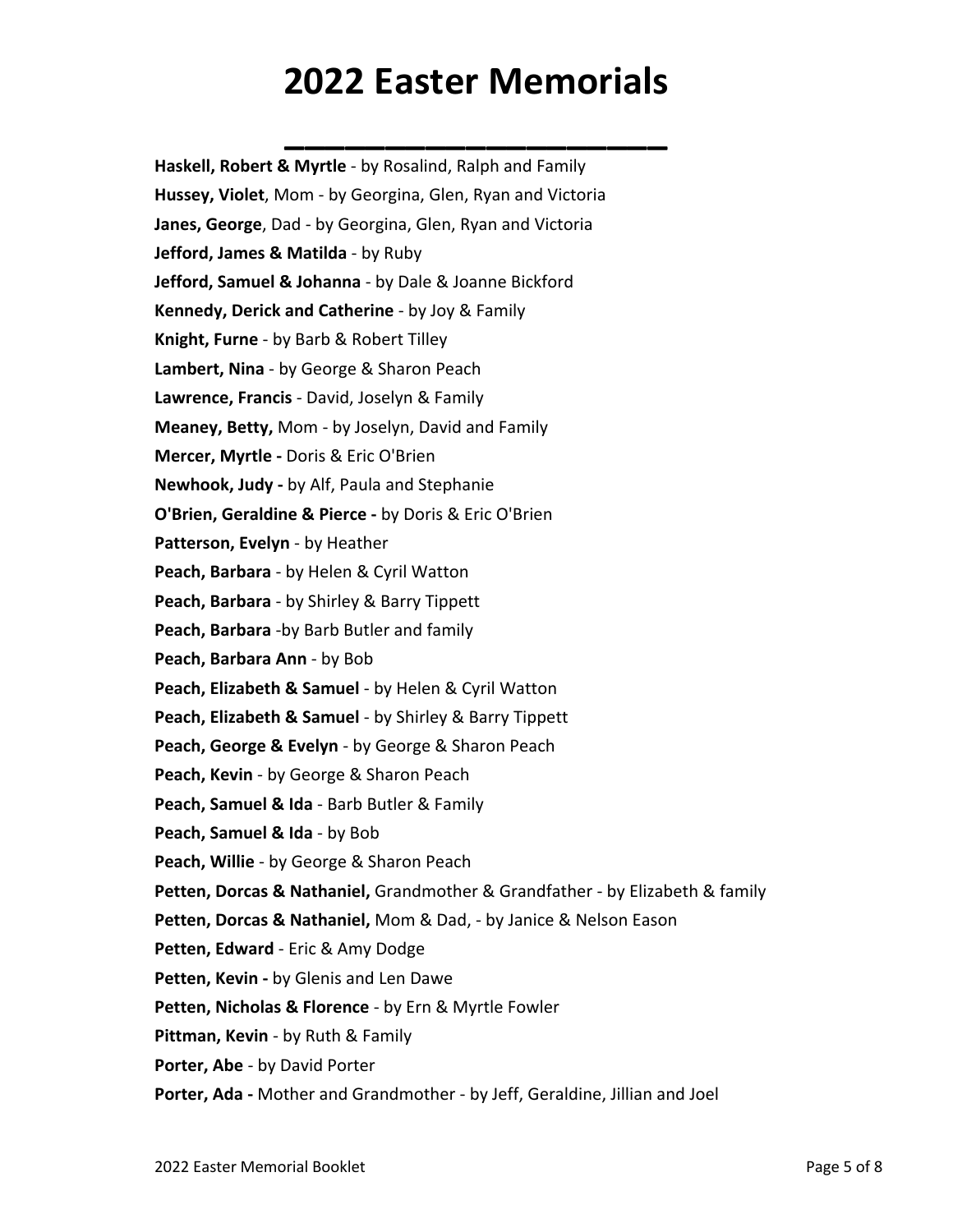# 2022 Easter Memorials

**Haskell, Robert & Myrtle** - by Rosalind, Ralph and Family

**Hussey, Violet**, Mom - by Georgina, Glen, Ryan and Victoria

**Janes, George**, Dad - by Georgina, Glen, Ryan and Victoria

**Jefford, James & Matilda** - by Ruby

**Jefford, Samuel & Johanna** - by Dale & Joanne Bickford

**Kennedy, Derick and Catherine** - by Joy & Family

**Knight, Furne** - by Barb & Robert Tilley

**Lambert, Nina** - by George & Sharon Peach

**Lawrence, Francis** - David, Joselyn & Family

**Meaney, Betty,** Mom - by Joselyn, David and Family

**Mercer, Myrtle -** Doris & Eric O'Brien

**Newhook, Judy -** by Alf, Paula and Stephanie

**O'Brien, Geraldine & Pierce -** by Doris & Eric O'Brien

**Patterson, Evelyn** - by Heather

**Peach, Barbara** - by Helen & Cyril Watton

**Peach, Barbara** - by Shirley & Barry Tippett

**Peach, Barbara** -by Barb Butler and family

**Peach, Barbara Ann** - by Bob

**Peach, Elizabeth & Samuel** - by Helen & Cyril Watton

**Peach, Elizabeth & Samuel** - by Shirley & Barry Tippett

**Peach, George & Evelyn** - by George & Sharon Peach

**Peach, Kevin** - by George & Sharon Peach

**Peach, Samuel & Ida** - Barb Butler & Family

**Peach, Samuel & Ida** - by Bob

**Peach, Willie** - by George & Sharon Peach

**Petten, Dorcas & Nathaniel,** Grandmother & Grandfather - by Elizabeth & family

**Petten, Dorcas & Nathaniel,** Mom & Dad, - by Janice & Nelson Eason

**Petten, Edward** - Eric & Amy Dodge

**Petten, Kevin -** by Glenis and Len Dawe

**Petten, Nicholas & Florence** - by Ern & Myrtle Fowler

**Pittman, Kevin** - by Ruth & Family

**Porter, Abe** - by David Porter

**Porter, Ada -** Mother and Grandmother - by Jeff, Geraldine, Jillian and Joel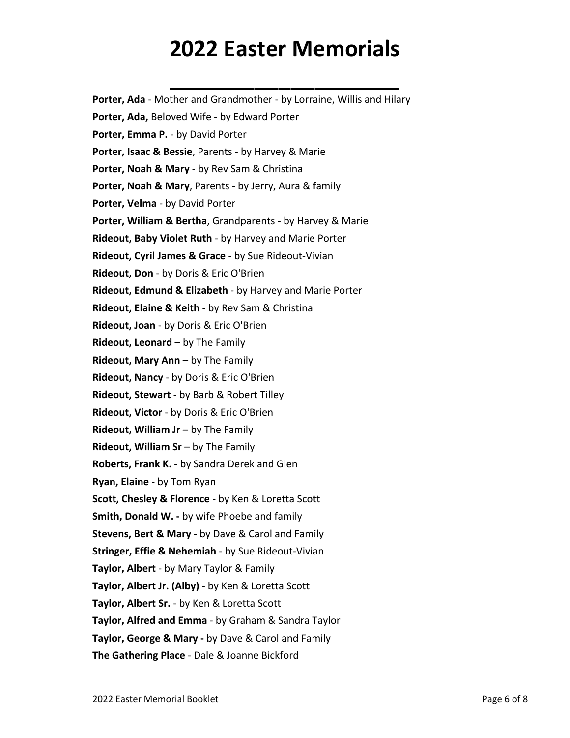# 2022 Easter Memorials

**Porter, Ada** - Mother and Grandmother - by Lorraine, Willis and Hilary

**Porter, Ada,** Beloved Wife - by Edward Porter

**Porter, Emma P.** - by David Porter

**Porter, Isaac & Bessie**, Parents - by Harvey & Marie

**Porter, Noah & Mary** - by Rev Sam & Christina

**Porter, Noah & Mary**, Parents - by Jerry, Aura & family

**Porter, Velma** - by David Porter

**Porter, William & Bertha**, Grandparents - by Harvey & Marie

**Rideout, Baby Violet Ruth** - by Harvey and Marie Porter

**Rideout, Cyril James & Grace** - by Sue Rideout-Vivian

**Rideout, Don** - by Doris & Eric O'Brien

**Rideout, Edmund & Elizabeth** - by Harvey and Marie Porter

**Rideout, Elaine & Keith** - by Rev Sam & Christina

**Rideout, Joan** - by Doris & Eric O'Brien

**Rideout, Leonard** – by The Family

**Rideout, Mary Ann** – by The Family

**Rideout, Nancy** - by Doris & Eric O'Brien

**Rideout, Stewart** - by Barb & Robert Tilley

**Rideout, Victor** - by Doris & Eric O'Brien

**Rideout, William Jr** – by The Family

**Rideout, William Sr** – by The Family

**Roberts, Frank K.** - by Sandra Derek and Glen

**Ryan, Elaine** - by Tom Ryan

**Scott, Chesley & Florence** - by Ken & Loretta Scott

**Smith, Donald W. -** by wife Phoebe and family

**Stevens, Bert & Mary -** by Dave & Carol and Family

**Stringer, Effie & Nehemiah** - by Sue Rideout-Vivian

**Taylor, Albert** - by Mary Taylor & Family

**Taylor, Albert Jr. (Alby)** - by Ken & Loretta Scott

**Taylor, Albert Sr.** - by Ken & Loretta Scott

**Taylor, Alfred and Emma** - by Graham & Sandra Taylor

**Taylor, George & Mary -** by Dave & Carol and Family

**The Gathering Place** - Dale & Joanne Bickford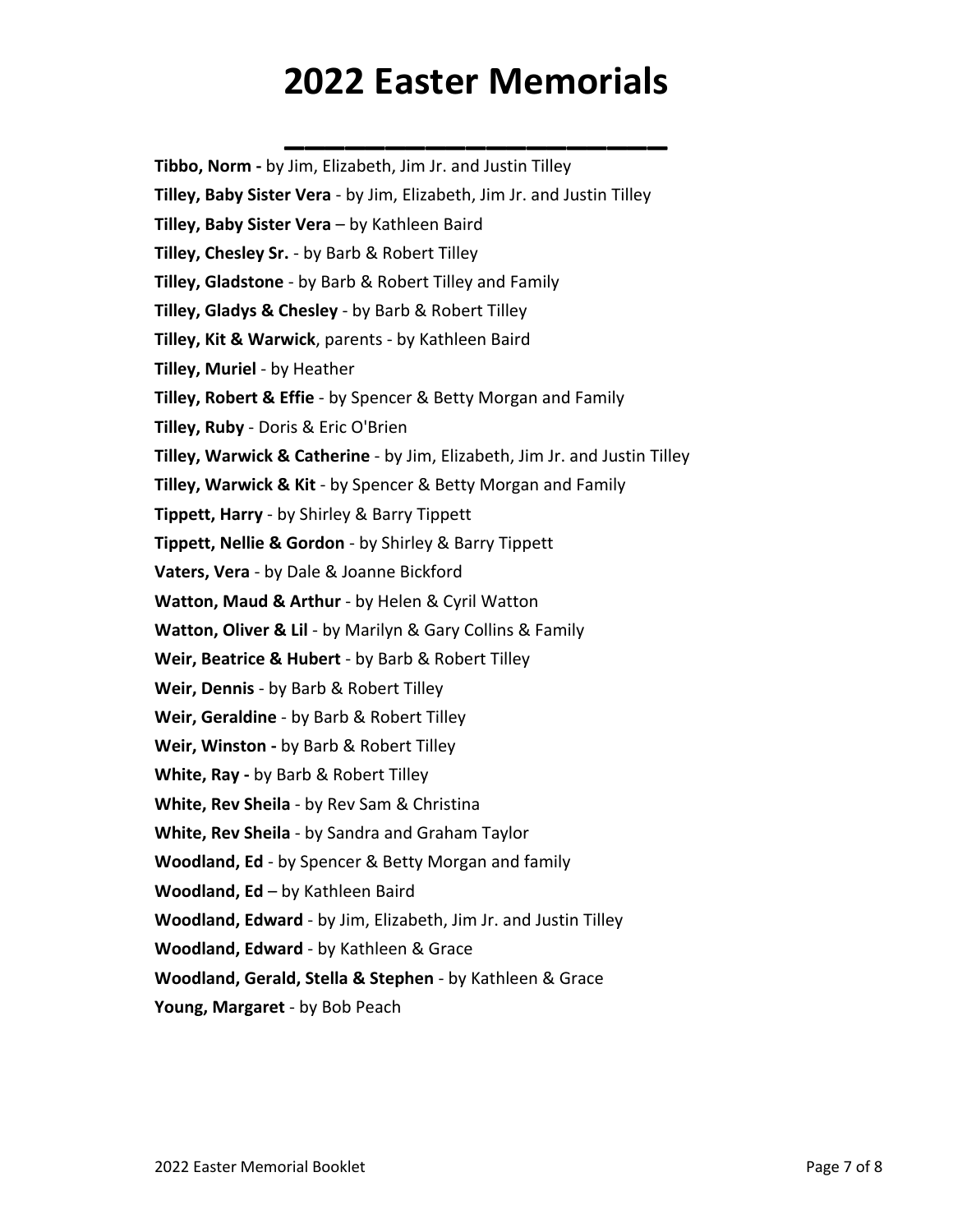# 2022 Easter Memorials

**Tibbo, Norm -** by Jim, Elizabeth, Jim Jr. and Justin Tilley

**Tilley, Baby Sister Vera** - by Jim, Elizabeth, Jim Jr. and Justin Tilley

**Tilley, Baby Sister Vera** – by Kathleen Baird

**Tilley, Chesley Sr.** - by Barb & Robert Tilley

**Tilley, Gladstone** - by Barb & Robert Tilley and Family

**Tilley, Gladys & Chesley** - by Barb & Robert Tilley

**Tilley, Kit & Warwick**, parents - by Kathleen Baird

**Tilley, Muriel** - by Heather

**Tilley, Robert & Effie** - by Spencer & Betty Morgan and Family

**Tilley, Ruby** - Doris & Eric O'Brien

**Tilley, Warwick & Catherine** - by Jim, Elizabeth, Jim Jr. and Justin Tilley

**Tilley, Warwick & Kit** - by Spencer & Betty Morgan and Family

**Tippett, Harry** - by Shirley & Barry Tippett

**Tippett, Nellie & Gordon** - by Shirley & Barry Tippett

**Vaters, Vera** - by Dale & Joanne Bickford

**Watton, Maud & Arthur** - by Helen & Cyril Watton

**Watton, Oliver & Lil** - by Marilyn & Gary Collins & Family

**Weir, Beatrice & Hubert** - by Barb & Robert Tilley

**Weir, Dennis** - by Barb & Robert Tilley

**Weir, Geraldine** - by Barb & Robert Tilley

**Weir, Winston -** by Barb & Robert Tilley

**White, Ray -** by Barb & Robert Tilley

**White, Rev Sheila** - by Rev Sam & Christina

**White, Rev Sheila** - by Sandra and Graham Taylor

**Woodland, Ed** - by Spencer & Betty Morgan and family

**Woodland, Ed** – by Kathleen Baird

**Woodland, Edward** - by Jim, Elizabeth, Jim Jr. and Justin Tilley

**Woodland, Edward** - by Kathleen & Grace

**Woodland, Gerald, Stella & Stephen** - by Kathleen & Grace

**Young, Margaret** - by Bob Peach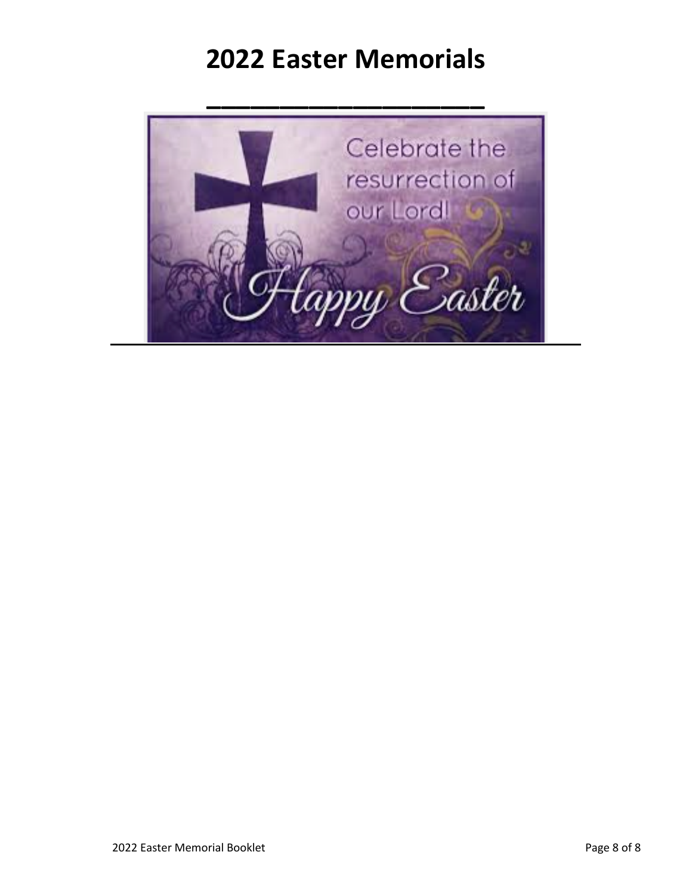# 2022 Easter Memorials

Celebrate the resurrection of our Lord!

Happy Easter